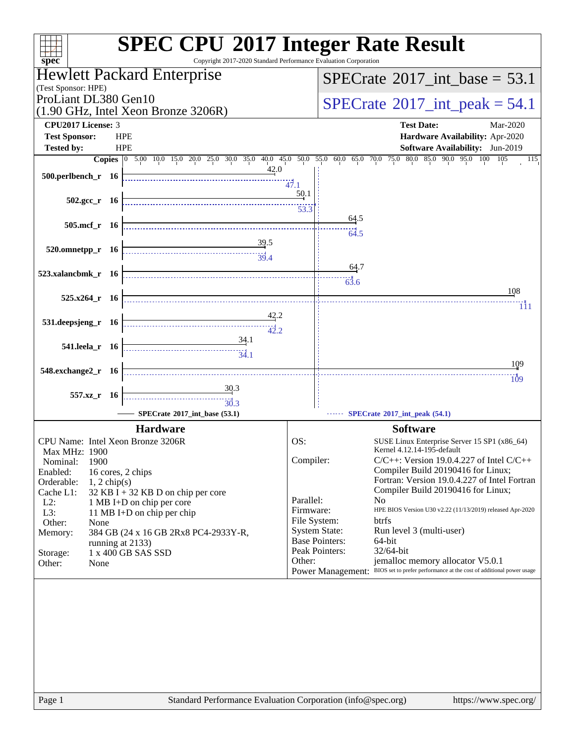# SPEC CPU 2017 Integer Rate Result

Copyright 2017-2020 Standard Performance Evaluation Corporation

**Hewlett Packard Enterprise**
(Test Sponsor: HPE)
ProLiant DL380 Gen10
(1.90 GHz, Intel Xeon Bronze 3206R)

SPECrate 2017_int_base = 53.1

SPECrate 2017_int_peak = 54.1

| | | | |
|---|---|---|---|
| **CPU2017 License:** 3 | | **Test Date:** | Mar-2020 |
| **Test Sponsor:** | HPE | **Hardware Availability:** | Apr-2020 |
| **Tested by:** | HPE | **Software Availability:** | Jun-2019 |

Copies 0 5.00 10.0 15.0 20.0 25.0 30.0 35.0 40.0 45.0 50.0 55.0 60.0 65.0 70.0 75.0 80.0 85.0 90.0 95.0 100 105 115

500.perlbench_r 16 42.0 47.1

502.gcc_r 16 50.1 53.3

505.mcf_r 16 64.5 64.5

520.omnetpp_r 16 39.5 39.4

523.xalancbmk_r 16 64.7 63.6

525.x264_r 16 108 111

531.deepsjeng_r 16 42.2 42.2

541.leela_r 16 34.1 34.1

548.exchange2_r 16 109 109

557.xz_r 16 30.3 30.3

SPECrate 2017_int_base (53.1)

SPECrate 2017_int_peak (54.1)

## Hardware

| | |
|---|---|
| CPU Name: | Intel Xeon Bronze 3206R |
| Max MHz: | 1900 |
| Nominal: | 1900 |
| Enabled: | 16 cores, 2 chips |
| Orderable: | 1, 2 chip(s) |
| Cache L1: | 32 KB I + 32 KB D on chip per core |
| L2: | 1 MB I+D on chip per core |
| L3: | 11 MB I+D on chip per chip |
| Other: | None |
| Memory: | 384 GB (24 x 16 GB 2Rx8 PC4-2933Y-R, running at 2133) |
| Storage: | 1 x 400 GB SAS SSD |
| Other: | None |

## Software

| | |
|---|---|
| OS: | SUSE Linux Enterprise Server 15 SP1 (x86_64) Kernel 4.12.14-195-default |
| Compiler: | C/C++: Version 19.0.4.227 of Intel C/C++ Compiler Build 20190416 for Linux; Fortran: Version 19.0.4.227 of Intel Fortran Compiler Build 20190416 for Linux; |
| Parallel: | No |
| Firmware: | HPE BIOS Version U30 v2.22 (11/13/2019) released Apr-2020 |
| File System: | btrfs |
| System State: | Run level 3 (multi-user) |
| Base Pointers: | 64-bit |
| Peak Pointers: | 32/64-bit |
| Other: | jemalloc memory allocator V5.0.1 |
| Power Management: | BIOS set to prefer performance at the cost of additional power usage |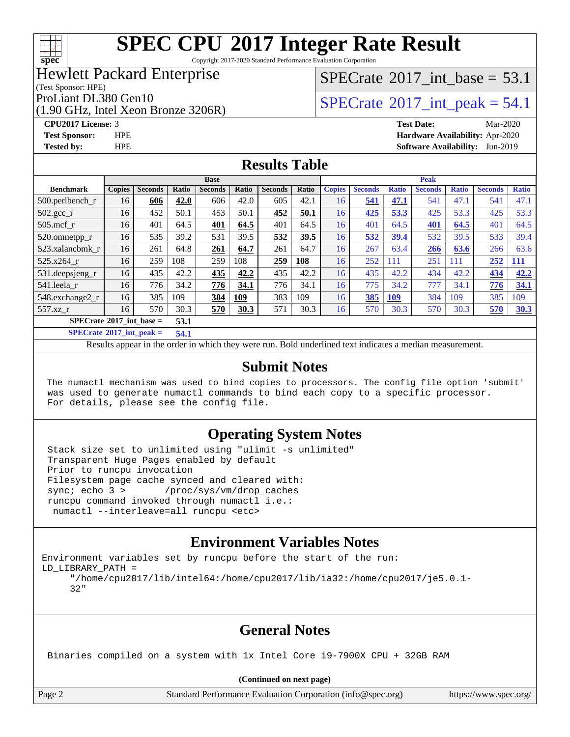# SPEC CPU 2017 Integer Rate Result

Copyright 2017-2020 Standard Performance Evaluation Corporation

**Hewlett Packard Enterprise**
(Test Sponsor: HPE)
ProLiant DL380 Gen10
(1.90 GHz, Intel Xeon Bronze 3206R)

SPECrate 2017_int_base = 53.1

SPECrate 2017_int_peak = 54.1

**CPU2017 License:** 3
**Test Sponsor:** HPE
**Tested by:** HPE

**Test Date:** Mar-2020
**Hardware Availability:** Apr-2020
**Software Availability:** Jun-2019

## Results Table

| Benchmark | Base | | | | | | | Peak | | | | | | |
|---|---|---|---|---|---|---|---|---|---|---|---|---|---|---|
| | Copies | Seconds | Ratio | Seconds | Ratio | Seconds | Ratio | Copies | Seconds | Ratio | Seconds | Ratio | Seconds | Ratio |
| 500.perlbench_r | 16 | **606** | **42.0** | 606 | 42.0 | 605 | 42.1 | 16 | **541** | **47.1** | 541 | 47.1 | 541 | 47.1 |
| 502.gcc_r | 16 | 452 | 50.1 | 453 | 50.1 | **452** | **50.1** | 16 | **425** | **53.3** | 425 | 53.3 | 425 | 53.3 |
| 505.mcf_r | 16 | 401 | 64.5 | **401** | **64.5** | 401 | 64.5 | 16 | 401 | 64.5 | **401** | **64.5** | 401 | 64.5 |
| 520.omnetpp_r | 16 | 535 | 39.2 | 531 | 39.5 | **532** | **39.5** | 16 | **532** | **39.4** | 532 | 39.5 | 533 | 39.4 |
| 523.xalancbmk_r | 16 | 261 | 64.8 | **261** | **64.7** | 261 | 64.7 | 16 | 267 | 63.4 | **266** | **63.6** | 266 | 63.6 |
| 525.x264_r | 16 | 259 | 108 | 259 | 108 | **259** | **108** | 16 | 252 | 111 | 251 | 111 | **252** | **111** |
| 531.deepsjeng_r | 16 | 435 | 42.2 | **435** | **42.2** | 435 | 42.2 | 16 | 435 | 42.2 | 434 | 42.2 | **434** | **42.2** |
| 541.leela_r | 16 | 776 | 34.2 | **776** | **34.1** | 776 | 34.1 | 16 | 775 | 34.2 | 777 | 34.1 | **776** | **34.1** |
| 548.exchange2_r | 16 | 385 | 109 | **384** | **109** | 383 | 109 | 16 | **385** | **109** | 384 | 109 | 385 | 109 |
| 557.xz_r | 16 | 570 | 30.3 | **570** | **30.3** | 571 | 30.3 | 16 | 570 | 30.3 | 570 | 30.3 | **570** | **30.3** |
| SPECrate 2017_int_base = | | | **53.1** | | | | | | | | | | | |
| SPECrate 2017_int_peak = | | | **54.1** | | | | | | | | | | | |

Results appear in the order in which they were run. Bold underlined text indicates a median measurement.

## Submit Notes

```
The numactl mechanism was used to bind copies to processors. The config file option 'submit'
was used to generate numactl commands to bind each copy to a specific processor.
For details, please see the config file.
```

## Operating System Notes

```
Stack size set to unlimited using "ulimit -s unlimited"
Transparent Huge Pages enabled by default
Prior to runcpu invocation
Filesystem page cache synced and cleared with:
sync; echo 3 >       /proc/sys/vm/drop_caches
runcpu command invoked through numactl i.e.:
 numactl --interleave=all runcpu <etc>
```

## Environment Variables Notes

```
Environment variables set by runcpu before the start of the run:
LD_LIBRARY_PATH =
     "/home/cpu2017/lib/intel64:/home/cpu2017/lib/ia32:/home/cpu2017/je5.0.1-
     32"
```

## General Notes

```
Binaries compiled on a system with 1x Intel Core i9-7900X CPU + 32GB RAM
```

**(Continued on next page)**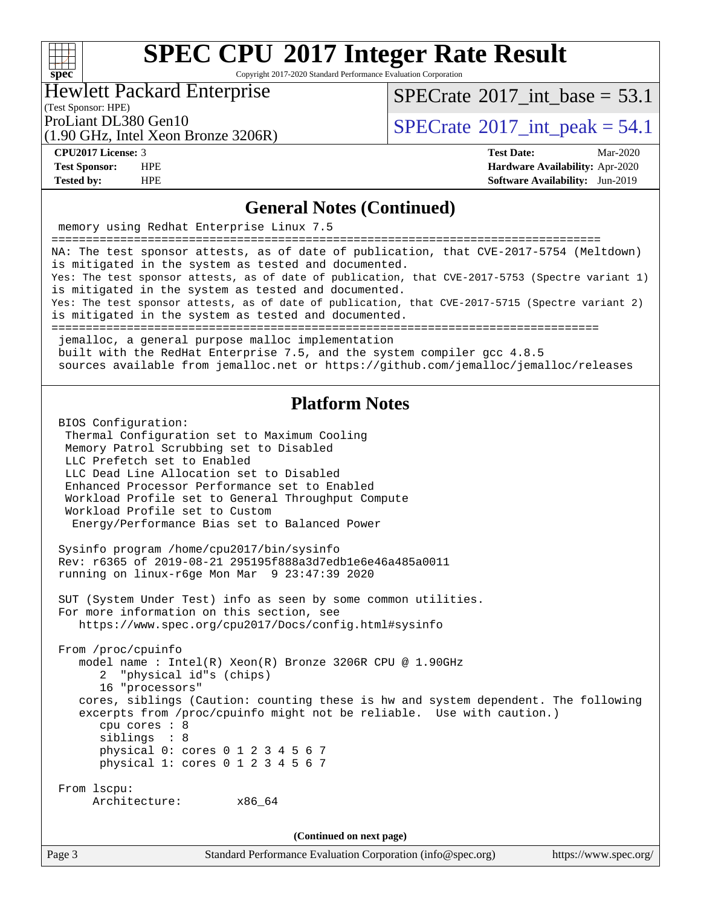# SPEC CPU 2017 Integer Rate Result

Copyright 2017-2020 Standard Performance Evaluation Corporation

**Hewlett Packard Enterprise**
(Test Sponsor: HPE)
ProLiant DL380 Gen10
(1.90 GHz, Intel Xeon Bronze 3206R)

SPECrate 2017_int_base = 53.1
SPECrate 2017_int_peak = 54.1

| | | | |
|---|---|---|---|
| **CPU2017 License:** | 3 | **Test Date:** | Mar-2020 |
| **Test Sponsor:** | HPE | **Hardware Availability:** | Apr-2020 |
| **Tested by:** | HPE | **Software Availability:** | Jun-2019 |

## General Notes (Continued)

```
 memory using Redhat Enterprise Linux 7.5
==============================================================================
NA: The test sponsor attests, as of date of publication, that CVE-2017-5754 (Meltdown)
is mitigated in the system as tested and documented.
Yes: The test sponsor attests, as of date of publication, that CVE-2017-5753 (Spectre variant 1)
is mitigated in the system as tested and documented.
Yes: The test sponsor attests, as of date of publication, that CVE-2017-5715 (Spectre variant 2)
is mitigated in the system as tested and documented.
==============================================================================
 jemalloc, a general purpose malloc implementation
 built with the RedHat Enterprise 7.5, and the system compiler gcc 4.8.5
 sources available from jemalloc.net or https://github.com/jemalloc/jemalloc/releases
```

## Platform Notes

```
 BIOS Configuration:
  Thermal Configuration set to Maximum Cooling
  Memory Patrol Scrubbing set to Disabled
  LLC Prefetch set to Enabled
  LLC Dead Line Allocation set to Disabled
  Enhanced Processor Performance set to Enabled
  Workload Profile set to General Throughput Compute
  Workload Profile set to Custom
   Energy/Performance Bias set to Balanced Power

 Sysinfo program /home/cpu2017/bin/sysinfo
 Rev: r6365 of 2019-08-21 295195f888a3d7edb1e6e46a485a0011
 running on linux-r6ge Mon Mar  9 23:47:39 2020

 SUT (System Under Test) info as seen by some common utilities.
 For more information on this section, see
    https://www.spec.org/cpu2017/Docs/config.html#sysinfo

 From /proc/cpuinfo
    model name : Intel(R) Xeon(R) Bronze 3206R CPU @ 1.90GHz
       2  "physical id"s (chips)
       16 "processors"
    cores, siblings (Caution: counting these is hw and system dependent. The following
    excerpts from /proc/cpuinfo might not be reliable.  Use with caution.)
       cpu cores : 8
       siblings  : 8
       physical 0: cores 0 1 2 3 4 5 6 7
       physical 1: cores 0 1 2 3 4 5 6 7

 From lscpu:
      Architecture:        x86_64
```

(Continued on next page)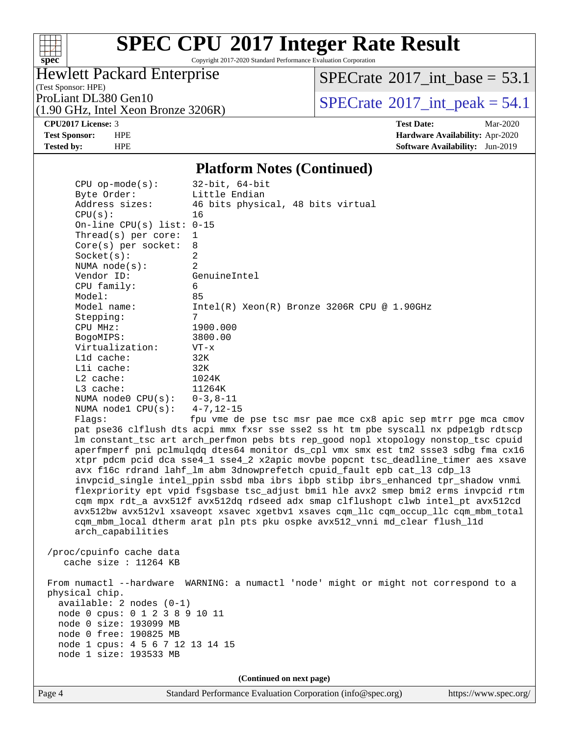# SPEC CPU 2017 Integer Rate Result

Copyright 2017-2020 Standard Performance Evaluation Corporation

Hewlett Packard Enterprise
(Test Sponsor: HPE)
ProLiant DL380 Gen10
(1.90 GHz, Intel Xeon Bronze 3206R)

SPECrate 2017_int_base = 53.1
SPECrate 2017_int_peak = 54.1

**CPU2017 License:** 3
**Test Sponsor:** HPE
**Tested by:** HPE

**Test Date:** Mar-2020
**Hardware Availability:** Apr-2020
**Software Availability:** Jun-2019

## Platform Notes (Continued)

```
     CPU op-mode(s):      32-bit, 64-bit
     Byte Order:          Little Endian
     Address sizes:       46 bits physical, 48 bits virtual
     CPU(s):              16
     On-line CPU(s) list: 0-15
     Thread(s) per core:  1
     Core(s) per socket:  8
     Socket(s):           2
     NUMA node(s):        2
     Vendor ID:           GenuineIntel
     CPU family:          6
     Model:               85
     Model name:          Intel(R) Xeon(R) Bronze 3206R CPU @ 1.90GHz
     Stepping:            7
     CPU MHz:             1900.000
     BogoMIPS:            3800.00
     Virtualization:      VT-x
     L1d cache:           32K
     L1i cache:           32K
     L2 cache:            1024K
     L3 cache:            11264K
     NUMA node0 CPU(s):   0-3,8-11
     NUMA node1 CPU(s):   4-7,12-15
     Flags:               fpu vme de pse tsc msr pae mce cx8 apic sep mtrr pge mca cmov
     pat pse36 clflush dts acpi mmx fxsr sse sse2 ss ht tm pbe syscall nx pdpe1gb rdtscp
     lm constant_tsc art arch_perfmon pebs bts rep_good nopl xtopology nonstop_tsc cpuid
     aperfmperf pni pclmulqdq dtes64 monitor ds_cpl vmx smx est tm2 ssse3 sdbg fma cx16
     xtpr pdcm pcid dca sse4_1 sse4_2 x2apic movbe popcnt tsc_deadline_timer aes xsave
     avx f16c rdrand lahf_lm abm 3dnowprefetch cpuid_fault epb cat_l3 cdp_l3
     invpcid_single intel_ppin ssbd mba ibrs ibpb stibp ibrs_enhanced tpr_shadow vnmi
     flexpriority ept vpid fsgsbase tsc_adjust bmi1 hle avx2 smep bmi2 erms invpcid rtm
     cqm mpx rdt_a avx512f avx512dq rdseed adx smap clflushopt clwb intel_pt avx512cd
     avx512bw avx512vl xsaveopt xsavec xgetbv1 xsaves cqm_llc cqm_occup_llc cqm_mbm_total
     cqm_mbm_local dtherm arat pln pts pku ospke avx512_vnni md_clear flush_l1d
     arch_capabilities

 /proc/cpuinfo cache data
    cache size : 11264 KB

 From numactl --hardware  WARNING: a numactl 'node' might or might not correspond to a
 physical chip.
   available: 2 nodes (0-1)
   node 0 cpus: 0 1 2 3 8 9 10 11
   node 0 size: 193099 MB
   node 0 free: 190825 MB
   node 1 cpus: 4 5 6 7 12 13 14 15
   node 1 size: 193533 MB
```

(Continued on next page)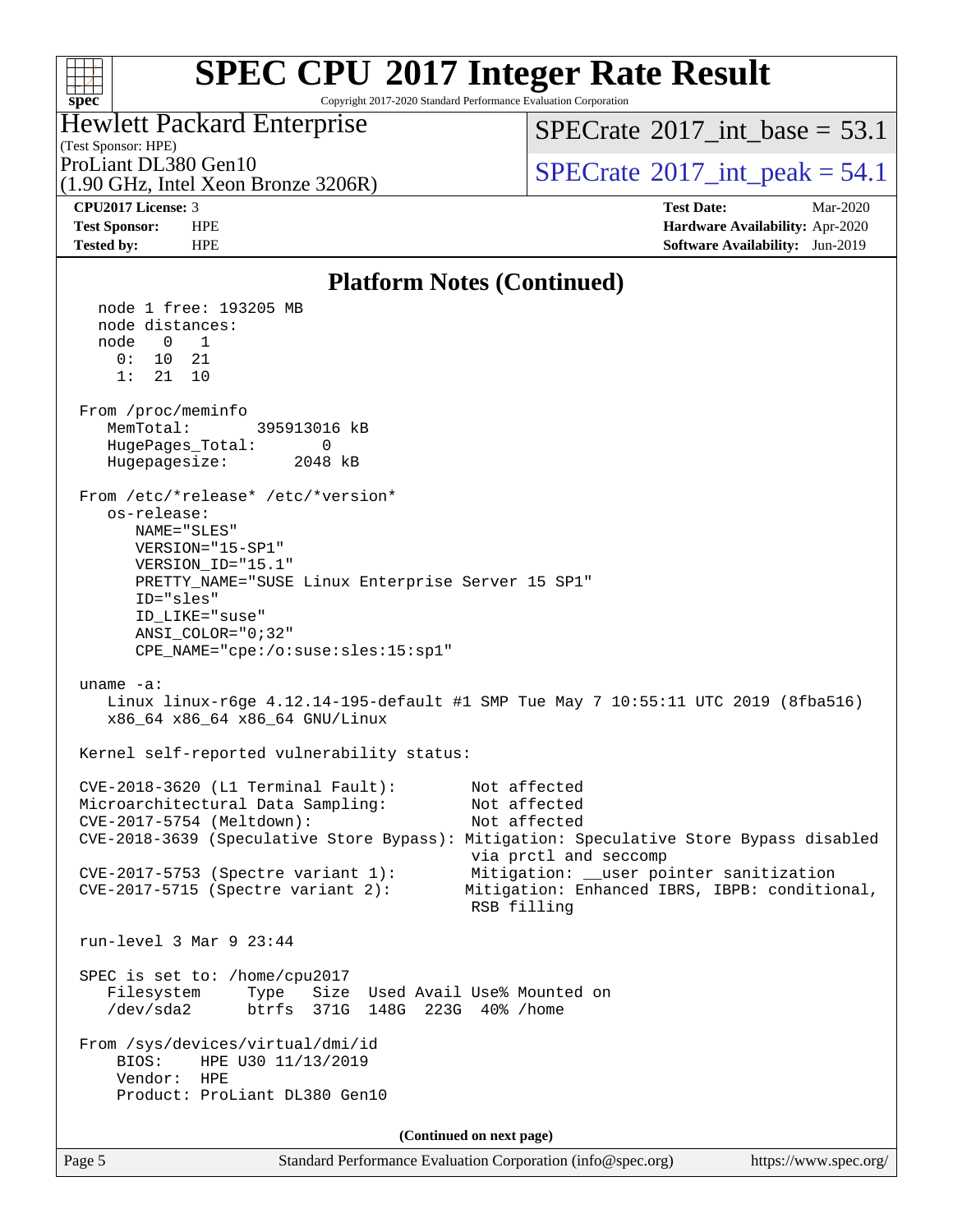# SPEC CPU 2017 Integer Rate Result

Copyright 2017-2020 Standard Performance Evaluation Corporation

**Hewlett Packard Enterprise**
(Test Sponsor: HPE)
ProLiant DL380 Gen10
(1.90 GHz, Intel Xeon Bronze 3206R)

SPECrate 2017_int_base = 53.1
SPECrate 2017_int_peak = 54.1

| | | | |
|---|---|---|---|
| **CPU2017 License:** | 3 | **Test Date:** | Mar-2020 |
| **Test Sponsor:** | HPE | **Hardware Availability:** | Apr-2020 |
| **Tested by:** | HPE | **Software Availability:** | Jun-2019 |

## Platform Notes (Continued)

```
  node 1 free: 193205 MB
  node distances:
  node   0   1
    0:  10  21
    1:  21  10

From /proc/meminfo
   MemTotal:       395913016 kB
   HugePages_Total:       0
   Hugepagesize:       2048 kB

From /etc/*release* /etc/*version*
   os-release:
      NAME="SLES"
      VERSION="15-SP1"
      VERSION_ID="15.1"
      PRETTY_NAME="SUSE Linux Enterprise Server 15 SP1"
      ID="sles"
      ID_LIKE="suse"
      ANSI_COLOR="0;32"
      CPE_NAME="cpe:/o:suse:sles:15:sp1"

uname -a:
   Linux linux-r6ge 4.12.14-195-default #1 SMP Tue May 7 10:55:11 UTC 2019 (8fba516)
   x86_64 x86_64 x86_64 GNU/Linux

Kernel self-reported vulnerability status:

CVE-2018-3620 (L1 Terminal Fault):        Not affected
Microarchitectural Data Sampling:         Not affected
CVE-2017-5754 (Meltdown):                 Not affected
CVE-2018-3639 (Speculative Store Bypass): Mitigation: Speculative Store Bypass disabled
                                          via prctl and seccomp
CVE-2017-5753 (Spectre variant 1):        Mitigation: __user pointer sanitization
CVE-2017-5715 (Spectre variant 2):        Mitigation: Enhanced IBRS, IBPB: conditional,
                                          RSB filling

run-level 3 Mar 9 23:44

SPEC is set to: /home/cpu2017
   Filesystem     Type   Size  Used Avail Use% Mounted on
   /dev/sda2      btrfs  371G  148G  223G  40% /home

From /sys/devices/virtual/dmi/id
    BIOS:    HPE U30 11/13/2019
    Vendor:  HPE
    Product: ProLiant DL380 Gen10
```

(Continued on next page)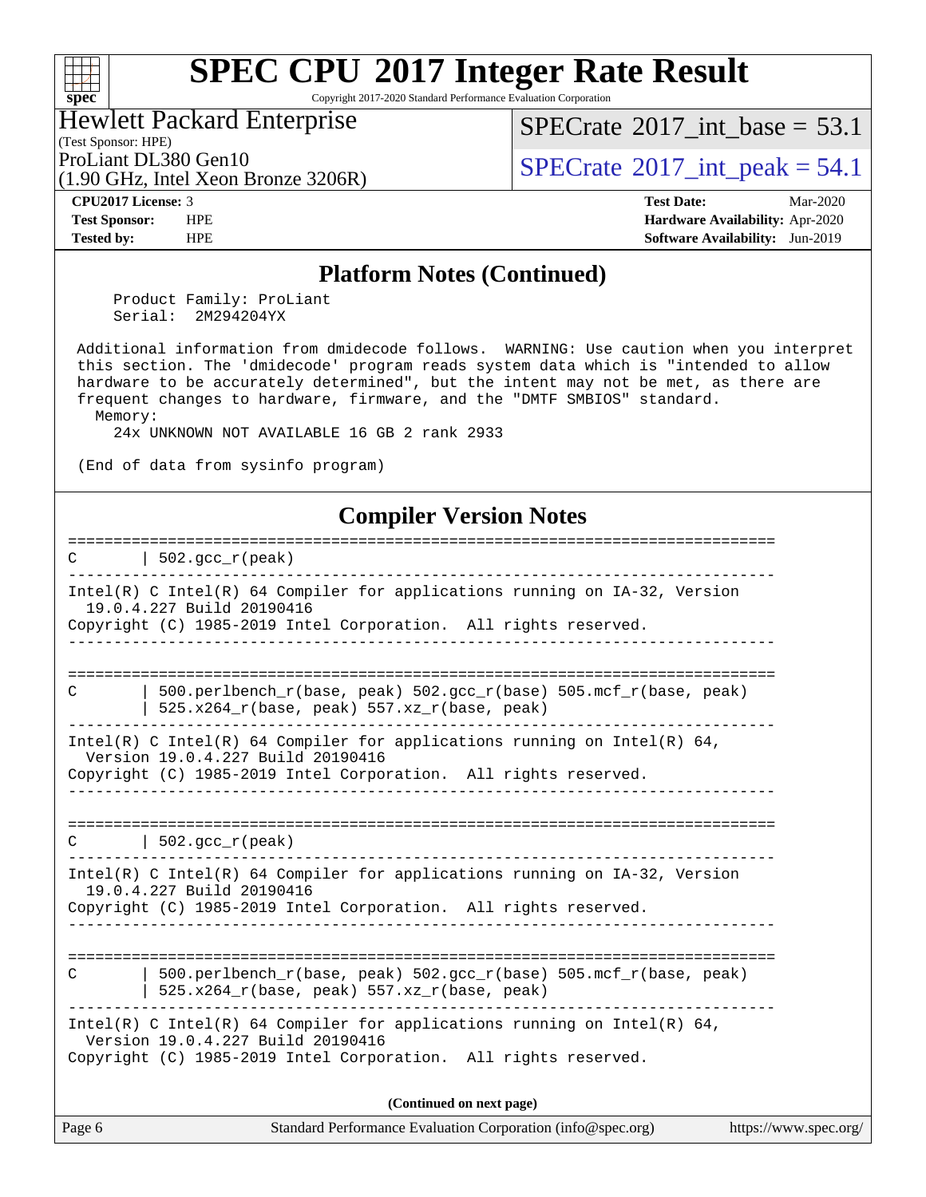## Platform Notes (Continued)

```
    Product Family: ProLiant
    Serial:   2M294204YX

 Additional information from dmidecode follows.  WARNING: Use caution when you interpret
 this section. The 'dmidecode' program reads system data which is "intended to allow
 hardware to be accurately determined", but the intent may not be met, as there are
 frequent changes to hardware, firmware, and the "DMTF SMBIOS" standard.
   Memory:
     24x UNKNOWN NOT AVAILABLE 16 GB 2 rank 2933

 (End of data from sysinfo program)
```

## Compiler Version Notes

```
==============================================================================
C       | 502.gcc_r(peak)
------------------------------------------------------------------------------
Intel(R) C Intel(R) 64 Compiler for applications running on IA-32, Version
  19.0.4.227 Build 20190416
Copyright (C) 1985-2019 Intel Corporation.  All rights reserved.
------------------------------------------------------------------------------

==============================================================================
C       | 500.perlbench_r(base, peak) 502.gcc_r(base) 505.mcf_r(base, peak)
        | 525.x264_r(base, peak) 557.xz_r(base, peak)
------------------------------------------------------------------------------
Intel(R) C Intel(R) 64 Compiler for applications running on Intel(R) 64,
  Version 19.0.4.227 Build 20190416
Copyright (C) 1985-2019 Intel Corporation.  All rights reserved.
------------------------------------------------------------------------------

==============================================================================
C       | 502.gcc_r(peak)
------------------------------------------------------------------------------
Intel(R) C Intel(R) 64 Compiler for applications running on IA-32, Version
  19.0.4.227 Build 20190416
Copyright (C) 1985-2019 Intel Corporation.  All rights reserved.
------------------------------------------------------------------------------

==============================================================================
C       | 500.perlbench_r(base, peak) 502.gcc_r(base) 505.mcf_r(base, peak)
        | 525.x264_r(base, peak) 557.xz_r(base, peak)
------------------------------------------------------------------------------
Intel(R) C Intel(R) 64 Compiler for applications running on Intel(R) 64,
  Version 19.0.4.227 Build 20190416
Copyright (C) 1985-2019 Intel Corporation.  All rights reserved.
```

(Continued on next page)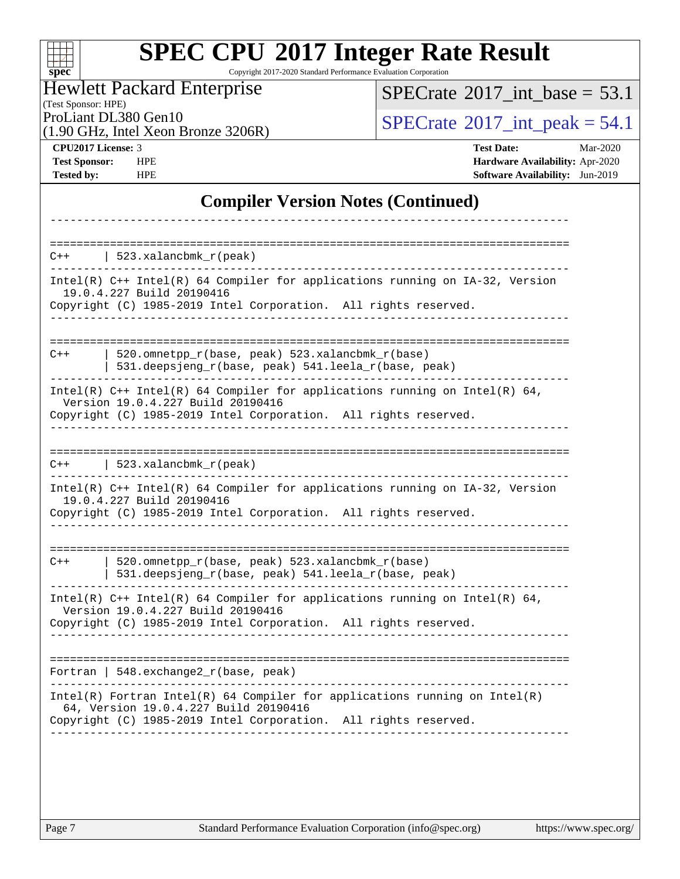## Compiler Version Notes (Continued)

```
------------------------------------------------------------------------------

==============================================================================
C++     | 523.xalancbmk_r(peak)
------------------------------------------------------------------------------
Intel(R) C++ Intel(R) 64 Compiler for applications running on IA-32, Version
  19.0.4.227 Build 20190416
Copyright (C) 1985-2019 Intel Corporation.  All rights reserved.
------------------------------------------------------------------------------

==============================================================================
C++     | 520.omnetpp_r(base, peak) 523.xalancbmk_r(base)
        | 531.deepsjeng_r(base, peak) 541.leela_r(base, peak)
------------------------------------------------------------------------------
Intel(R) C++ Intel(R) 64 Compiler for applications running on Intel(R) 64,
  Version 19.0.4.227 Build 20190416
Copyright (C) 1985-2019 Intel Corporation.  All rights reserved.
------------------------------------------------------------------------------

==============================================================================
C++     | 523.xalancbmk_r(peak)
------------------------------------------------------------------------------
Intel(R) C++ Intel(R) 64 Compiler for applications running on IA-32, Version
  19.0.4.227 Build 20190416
Copyright (C) 1985-2019 Intel Corporation.  All rights reserved.
------------------------------------------------------------------------------

==============================================================================
C++     | 520.omnetpp_r(base, peak) 523.xalancbmk_r(base)
        | 531.deepsjeng_r(base, peak) 541.leela_r(base, peak)
------------------------------------------------------------------------------
Intel(R) C++ Intel(R) 64 Compiler for applications running on Intel(R) 64,
  Version 19.0.4.227 Build 20190416
Copyright (C) 1985-2019 Intel Corporation.  All rights reserved.
------------------------------------------------------------------------------

==============================================================================
Fortran | 548.exchange2_r(base, peak)
------------------------------------------------------------------------------
Intel(R) Fortran Intel(R) 64 Compiler for applications running on Intel(R)
  64, Version 19.0.4.227 Build 20190416
Copyright (C) 1985-2019 Intel Corporation.  All rights reserved.
------------------------------------------------------------------------------
```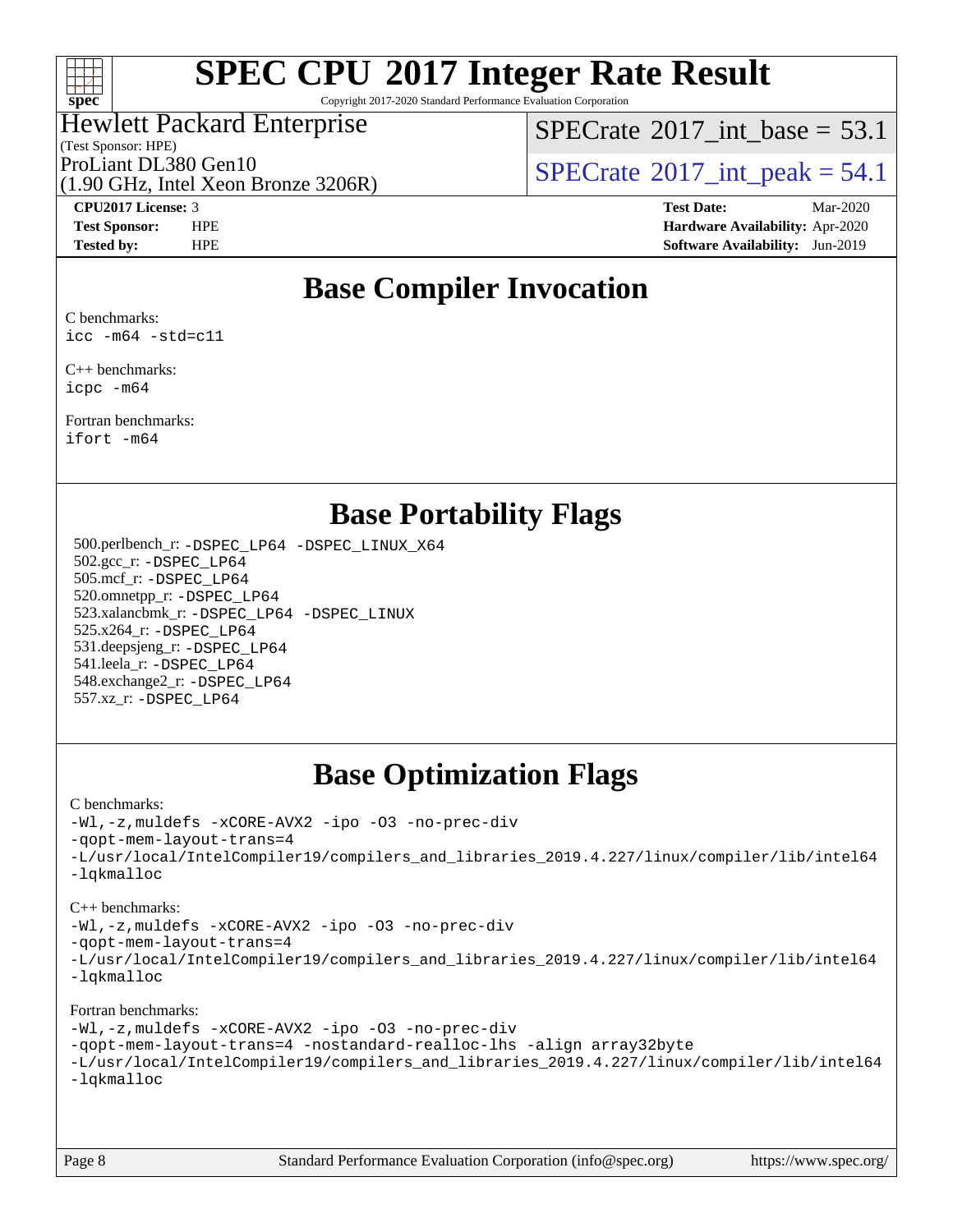# SPEC CPU 2017 Integer Rate Result

Copyright 2017-2020 Standard Performance Evaluation Corporation

**Hewlett Packard Enterprise**
(Test Sponsor: HPE)
ProLiant DL380 Gen10
(1.90 GHz, Intel Xeon Bronze 3206R)

SPECrate 2017_int_base = 53.1

SPECrate 2017_int_peak = 54.1

| | | | |
|---|---|---|---|
| **CPU2017 License:** | 3 | **Test Date:** | Mar-2020 |
| **Test Sponsor:** | HPE | **Hardware Availability:** | Apr-2020 |
| **Tested by:** | HPE | **Software Availability:** | Jun-2019 |

## Base Compiler Invocation

C benchmarks:
`icc -m64 -std=c11`

C++ benchmarks:
`icpc -m64`

Fortran benchmarks:
`ifort -m64`

## Base Portability Flags

500.perlbench_r: `-DSPEC_LP64 -DSPEC_LINUX_X64`
502.gcc_r: `-DSPEC_LP64`
505.mcf_r: `-DSPEC_LP64`
520.omnetpp_r: `-DSPEC_LP64`
523.xalancbmk_r: `-DSPEC_LP64 -DSPEC_LINUX`
525.x264_r: `-DSPEC_LP64`
531.deepsjeng_r: `-DSPEC_LP64`
541.leela_r: `-DSPEC_LP64`
548.exchange2_r: `-DSPEC_LP64`
557.xz_r: `-DSPEC_LP64`

## Base Optimization Flags

C benchmarks:
```
-Wl,-z,muldefs -xCORE-AVX2 -ipo -O3 -no-prec-div
-qopt-mem-layout-trans=4
-L/usr/local/IntelCompiler19/compilers_and_libraries_2019.4.227/linux/compiler/lib/intel64
-lqkmalloc
```

C++ benchmarks:
```
-Wl,-z,muldefs -xCORE-AVX2 -ipo -O3 -no-prec-div
-qopt-mem-layout-trans=4
-L/usr/local/IntelCompiler19/compilers_and_libraries_2019.4.227/linux/compiler/lib/intel64
-lqkmalloc
```

Fortran benchmarks:
```
-Wl,-z,muldefs -xCORE-AVX2 -ipo -O3 -no-prec-div
-qopt-mem-layout-trans=4 -nostandard-realloc-lhs -align array32byte
-L/usr/local/IntelCompiler19/compilers_and_libraries_2019.4.227/linux/compiler/lib/intel64
-lqkmalloc
```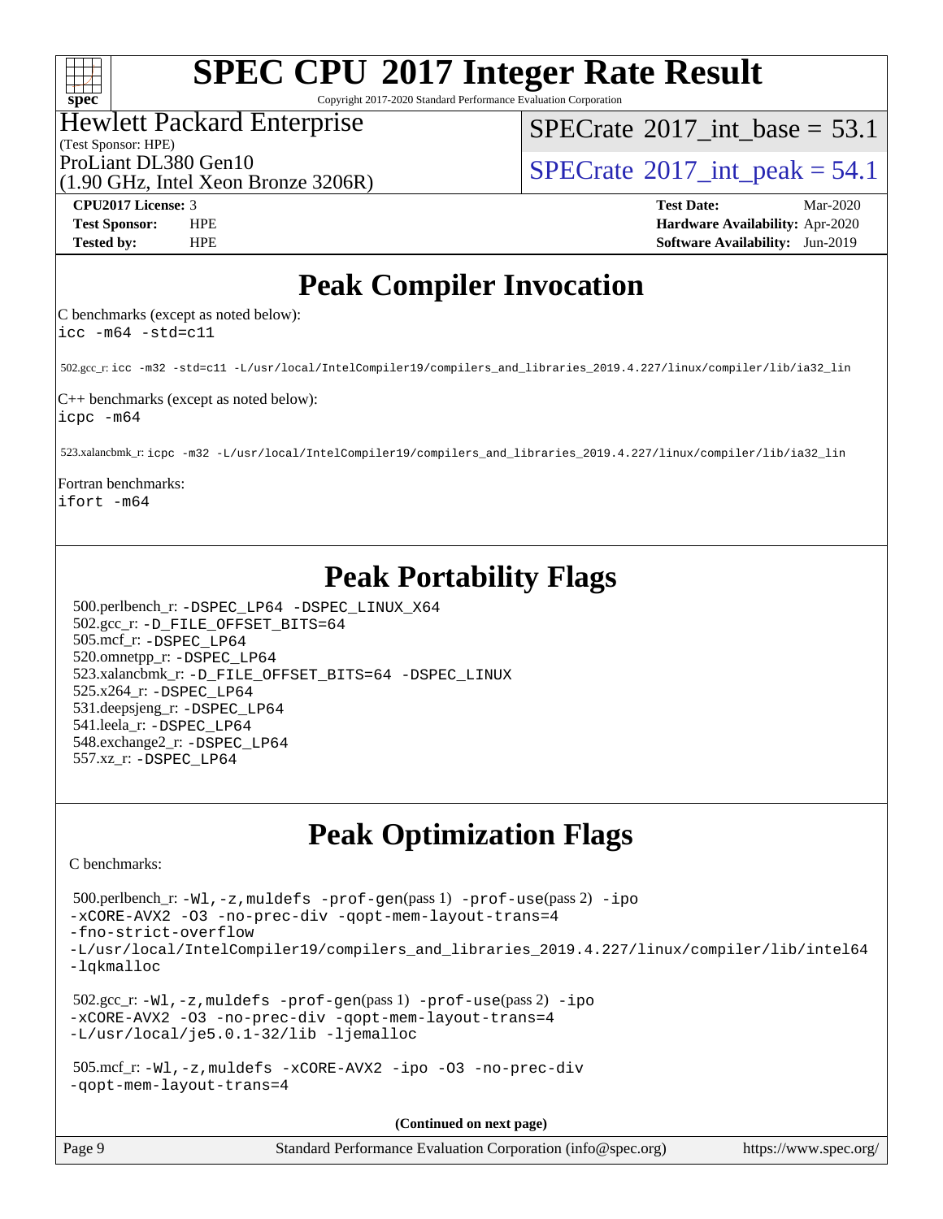# SPEC CPU 2017 Integer Rate Result

Copyright 2017-2020 Standard Performance Evaluation Corporation

Hewlett Packard Enterprise
(Test Sponsor: HPE)
ProLiant DL380 Gen10
(1.90 GHz, Intel Xeon Bronze 3206R)

SPECrate 2017_int_base = 53.1

SPECrate 2017_int_peak = 54.1

**CPU2017 License:** 3
**Test Sponsor:** HPE
**Tested by:** HPE

**Test Date:** Mar-2020
**Hardware Availability:** Apr-2020
**Software Availability:** Jun-2019

## Peak Compiler Invocation

C benchmarks (except as noted below):
`icc -m64 -std=c11`

502.gcc_r: `icc -m32 -std=c11 -L/usr/local/IntelCompiler19/compilers_and_libraries_2019.4.227/linux/compiler/lib/ia32_lin`

C++ benchmarks (except as noted below):
`icpc -m64`

523.xalancbmk_r: `icpc -m32 -L/usr/local/IntelCompiler19/compilers_and_libraries_2019.4.227/linux/compiler/lib/ia32_lin`

Fortran benchmarks:
`ifort -m64`

## Peak Portability Flags

500.perlbench_r: `-DSPEC_LP64 -DSPEC_LINUX_X64`
502.gcc_r: `-D_FILE_OFFSET_BITS=64`
505.mcf_r: `-DSPEC_LP64`
520.omnetpp_r: `-DSPEC_LP64`
523.xalancbmk_r: `-D_FILE_OFFSET_BITS=64 -DSPEC_LINUX`
525.x264_r: `-DSPEC_LP64`
531.deepsjeng_r: `-DSPEC_LP64`
541.leela_r: `-DSPEC_LP64`
548.exchange2_r: `-DSPEC_LP64`
557.xz_r: `-DSPEC_LP64`

## Peak Optimization Flags

C benchmarks:

500.perlbench_r: `-Wl,-z,muldefs -prof-gen`(pass 1) `-prof-use`(pass 2) `-ipo -xCORE-AVX2 -O3 -no-prec-div -qopt-mem-layout-trans=4 -fno-strict-overflow -L/usr/local/IntelCompiler19/compilers_and_libraries_2019.4.227/linux/compiler/lib/intel64 -lqkmalloc`

502.gcc_r: `-Wl,-z,muldefs -prof-gen`(pass 1) `-prof-use`(pass 2) `-ipo -xCORE-AVX2 -O3 -no-prec-div -qopt-mem-layout-trans=4 -L/usr/local/je5.0.1-32/lib -ljemalloc`

505.mcf_r: `-Wl,-z,muldefs -xCORE-AVX2 -ipo -O3 -no-prec-div -qopt-mem-layout-trans=4`

**(Continued on next page)**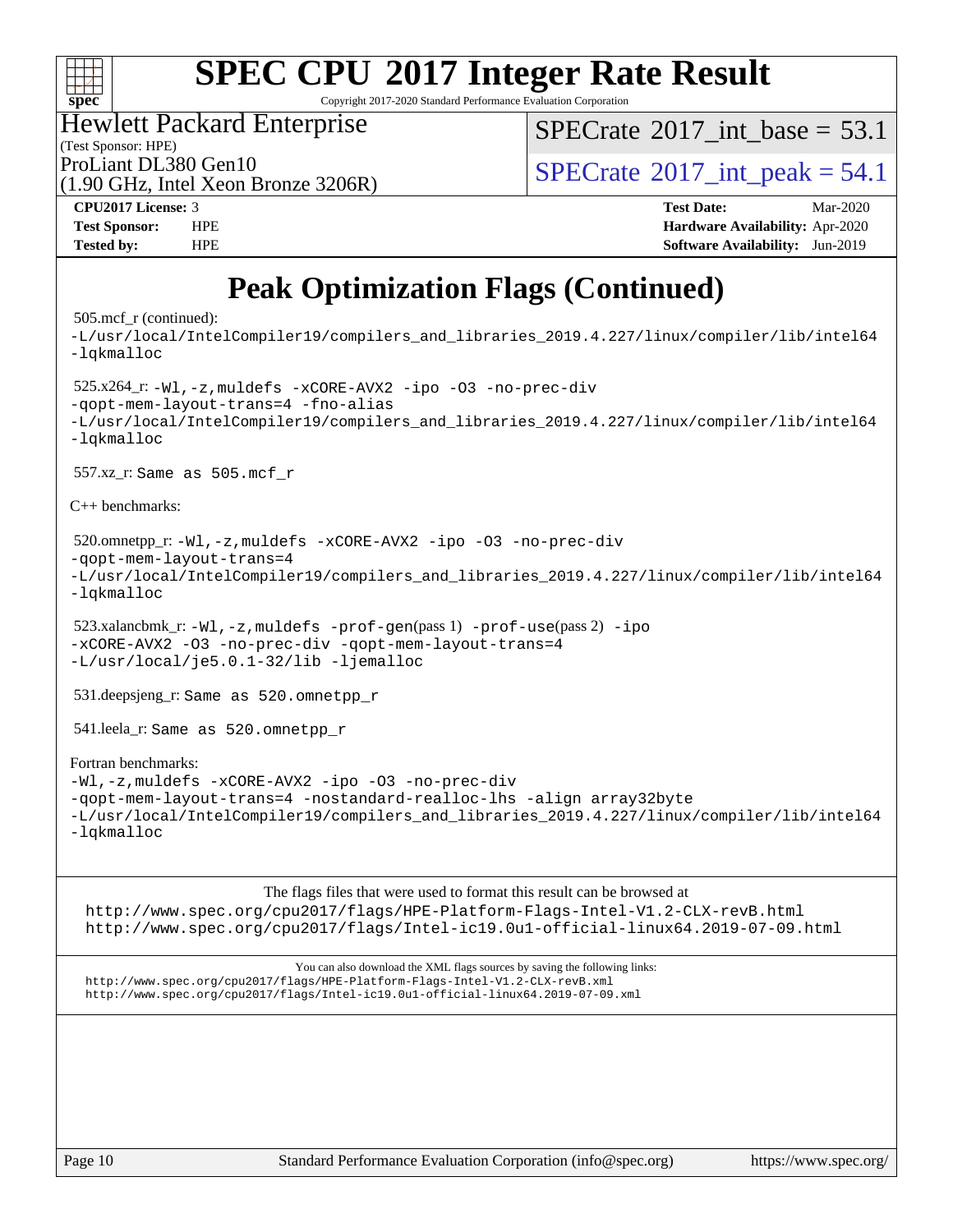# SPEC CPU 2017 Integer Rate Result

Copyright 2017-2020 Standard Performance Evaluation Corporation

Hewlett Packard Enterprise
(Test Sponsor: HPE)
ProLiant DL380 Gen10
(1.90 GHz, Intel Xeon Bronze 3206R)

SPECrate 2017_int_base = 53.1

SPECrate 2017_int_peak = 54.1

**CPU2017 License:** 3
**Test Sponsor:** HPE
**Tested by:** HPE

**Test Date:** Mar-2020
**Hardware Availability:** Apr-2020
**Software Availability:** Jun-2019

## Peak Optimization Flags (Continued)

505.mcf_r (continued):
-L/usr/local/IntelCompiler19/compilers_and_libraries_2019.4.227/linux/compiler/lib/intel64
-lqkmalloc

525.x264_r: -Wl,-z,muldefs -xCORE-AVX2 -ipo -O3 -no-prec-div
-qopt-mem-layout-trans=4 -fno-alias
-L/usr/local/IntelCompiler19/compilers_and_libraries_2019.4.227/linux/compiler/lib/intel64
-lqkmalloc

557.xz_r: Same as 505.mcf_r

C++ benchmarks:

520.omnetpp_r: -Wl,-z,muldefs -xCORE-AVX2 -ipo -O3 -no-prec-div
-qopt-mem-layout-trans=4
-L/usr/local/IntelCompiler19/compilers_and_libraries_2019.4.227/linux/compiler/lib/intel64
-lqkmalloc

523.xalancbmk_r: -Wl,-z,muldefs -prof-gen(pass 1) -prof-use(pass 2) -ipo
-xCORE-AVX2 -O3 -no-prec-div -qopt-mem-layout-trans=4
-L/usr/local/je5.0.1-32/lib -ljemalloc

531.deepsjeng_r: Same as 520.omnetpp_r

541.leela_r: Same as 520.omnetpp_r

Fortran benchmarks:
-Wl,-z,muldefs -xCORE-AVX2 -ipo -O3 -no-prec-div
-qopt-mem-layout-trans=4 -nostandard-realloc-lhs -align array32byte
-L/usr/local/IntelCompiler19/compilers_and_libraries_2019.4.227/linux/compiler/lib/intel64
-lqkmalloc

The flags files that were used to format this result can be browsed at
http://www.spec.org/cpu2017/flags/HPE-Platform-Flags-Intel-V1.2-CLX-revB.html
http://www.spec.org/cpu2017/flags/Intel-ic19.0u1-official-linux64.2019-07-09.html

You can also download the XML flags sources by saving the following links:
http://www.spec.org/cpu2017/flags/HPE-Platform-Flags-Intel-V1.2-CLX-revB.xml
http://www.spec.org/cpu2017/flags/Intel-ic19.0u1-official-linux64.2019-07-09.xml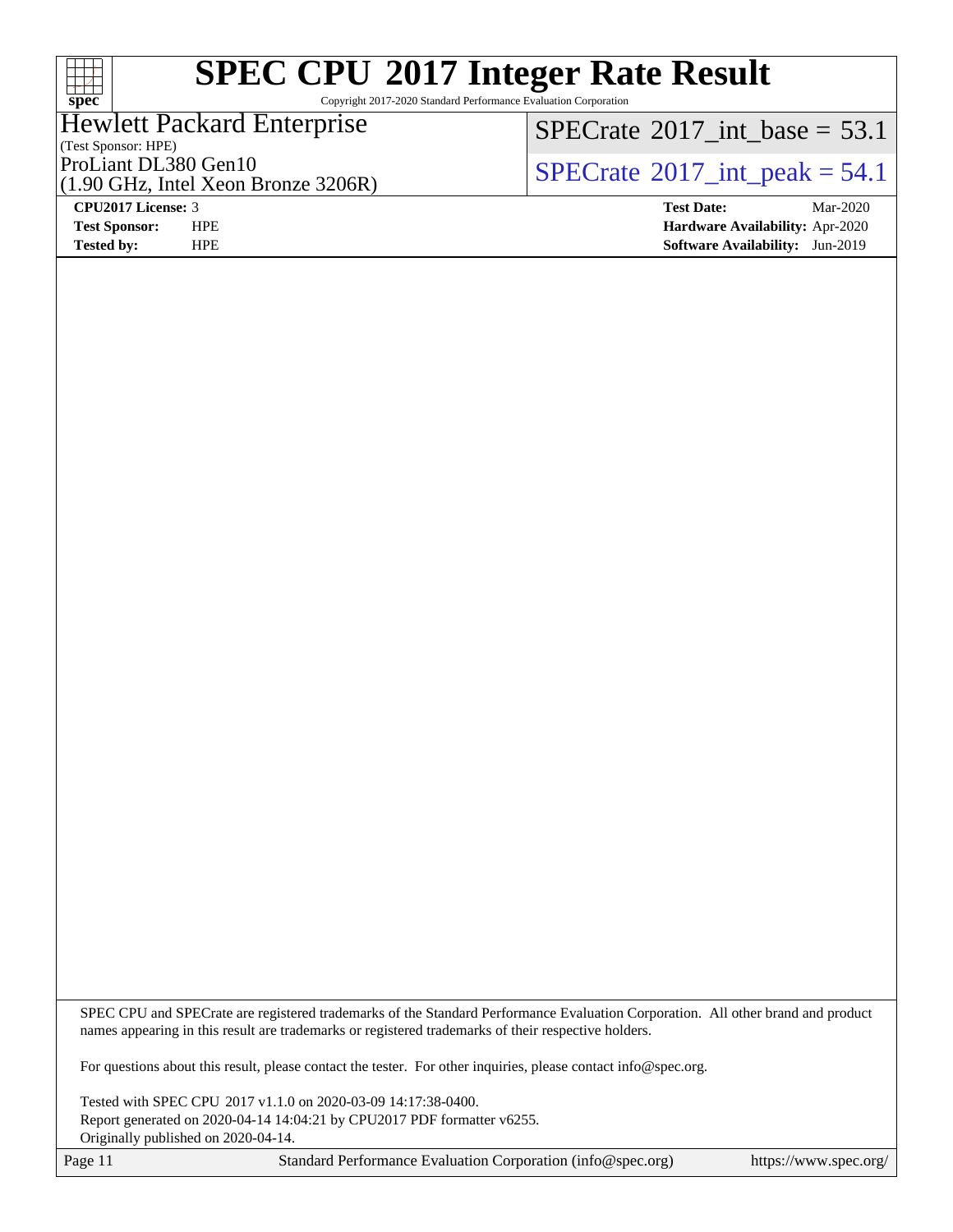SPEC CPU and SPECrate are registered trademarks of the Standard Performance Evaluation Corporation. All other brand and product names appearing in this result are trademarks or registered trademarks of their respective holders.

For questions about this result, please contact the tester. For other inquiries, please contact info@spec.org.

Tested with SPEC CPU 2017 v1.1.0 on 2020-03-09 14:17:38-0400.
Report generated on 2020-04-14 14:04:21 by CPU2017 PDF formatter v6255.
Originally published on 2020-04-14.